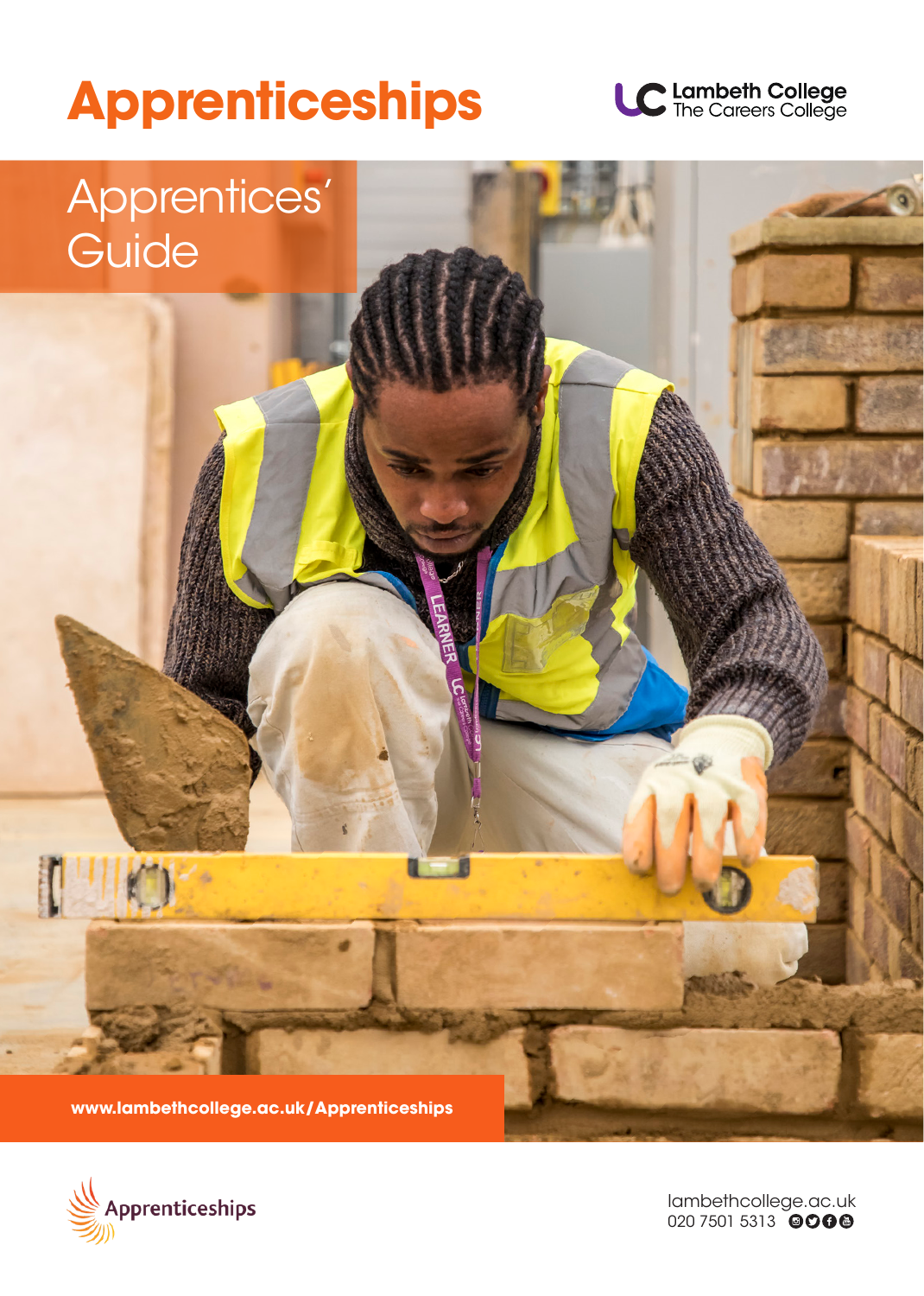# Apprenticeships

Lambeth College
The Careers College

## Apprentices' Guide

**www.lambethcollege.ac.uk/Apprenticeships**

Apprenticeships

lambethcollege.ac.uk
020 7501 5313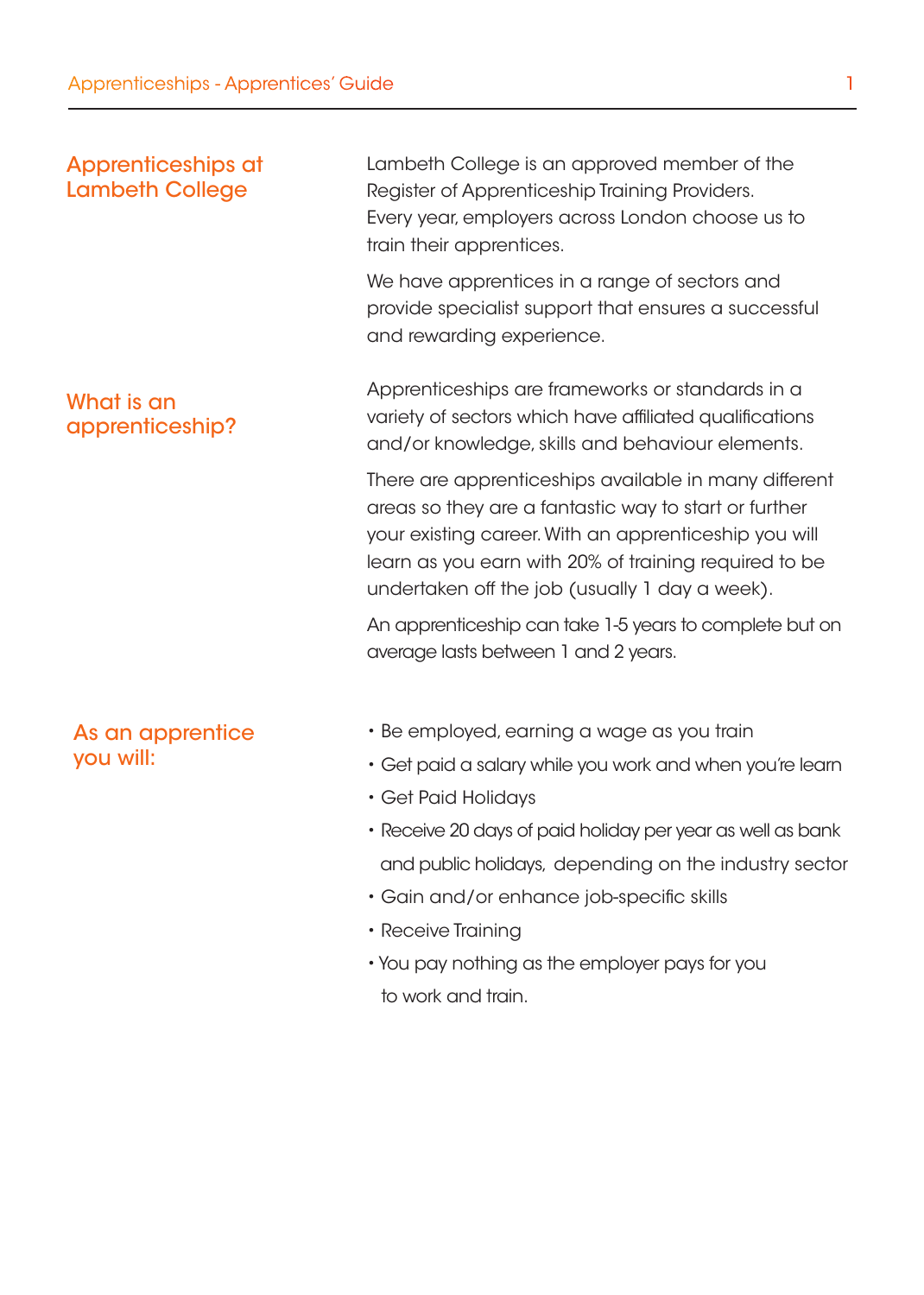## Apprenticeships at Lambeth College

Lambeth College is an approved member of the Register of Apprenticeship Training Providers. Every year, employers across London choose us to train their apprentices.

We have apprentices in a range of sectors and provide specialist support that ensures a successful and rewarding experience.

## What is an apprenticeship?

Apprenticeships are frameworks or standards in a variety of sectors which have affiliated qualifications and/or knowledge, skills and behaviour elements.

There are apprenticeships available in many different areas so they are a fantastic way to start or further your existing career. With an apprenticeship you will learn as you earn with 20% of training required to be undertaken off the job (usually 1 day a week).

An apprenticeship can take 1-5 years to complete but on average lasts between 1 and 2 years.

## As an apprentice you will:

- Be employed, earning a wage as you train
- Get paid a salary while you work and when you're learn
- Get Paid Holidays
- Receive 20 days of paid holiday per year as well as bank and public holidays, depending on the industry sector
- Gain and/or enhance job-specific skills
- Receive Training
- You pay nothing as the employer pays for you to work and train.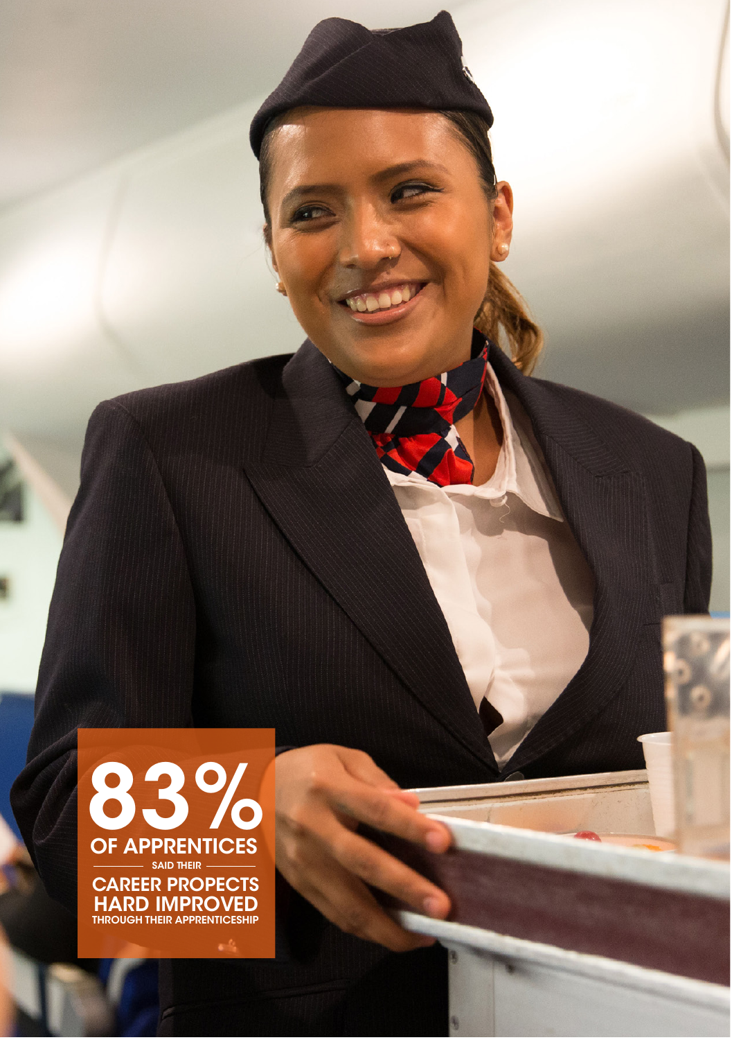# 83%

**OF APPRENTICES**

SAID THEIR

**CAREER PROPECTS HARD IMPROVED**

THROUGH THEIR APPRENTICESHIP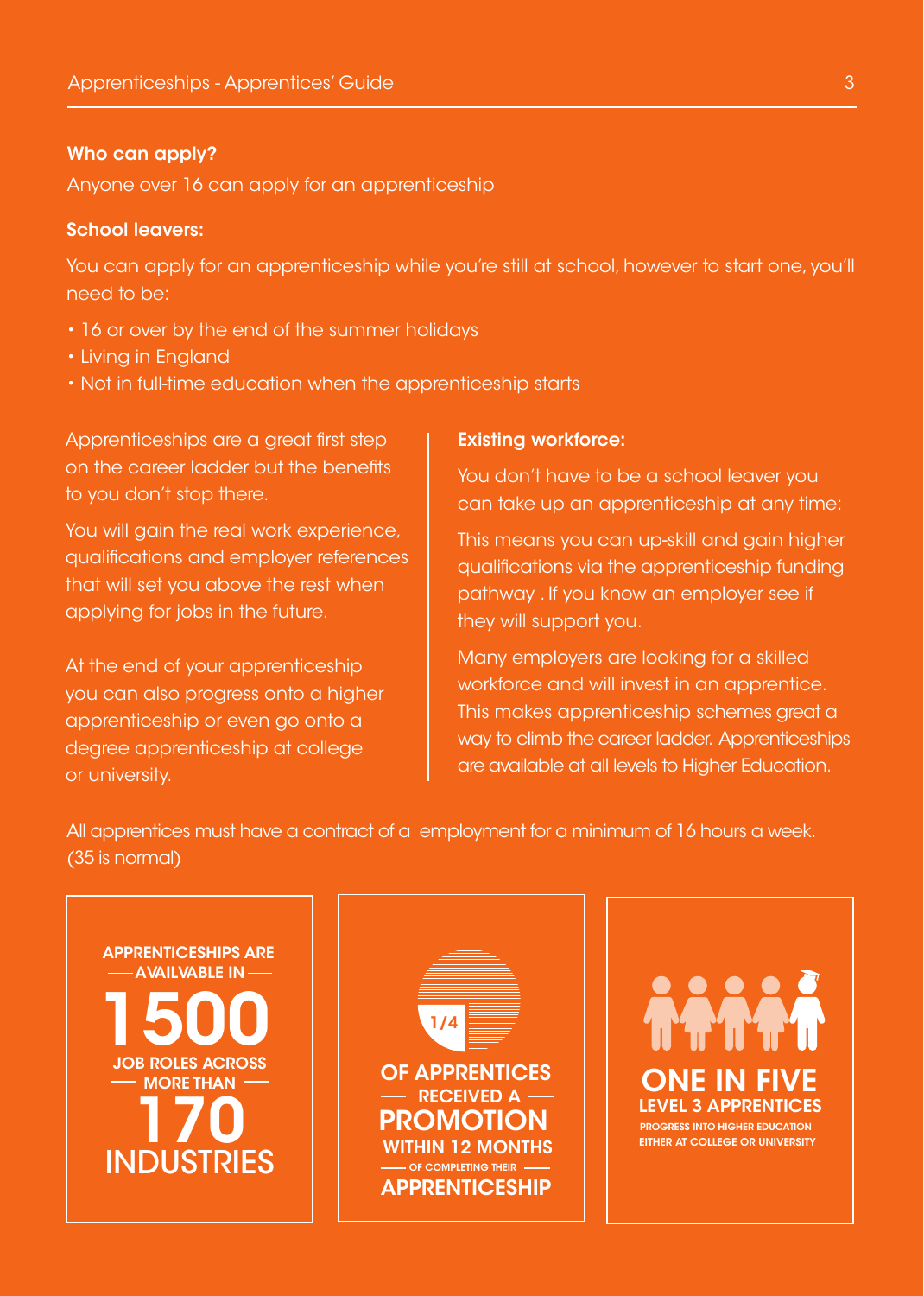### Who can apply?

Anyone over 16 can apply for an apprenticeship

### School leavers:

You can apply for an apprenticeship while you're still at school, however to start one, you'll need to be:

- 16 or over by the end of the summer holidays
- Living in England
- Not in full-time education when the apprenticeship starts

Apprenticeships are a great first step on the career ladder but the benefits to you don't stop there.

You will gain the real work experience, qualifications and employer references that will set you above the rest when applying for jobs in the future.

At the end of your apprenticeship you can also progress onto a higher apprenticeship or even go onto a degree apprenticeship at college or university.

### Existing workforce:

You don't have to be a school leaver you can take up an apprenticeship at any time:

This means you can up-skill and gain higher qualifications via the apprenticeship funding pathway . If you know an employer see if they will support you.

Many employers are looking for a skilled workforce and will invest in an apprentice. This makes apprenticeship schemes great a way to climb the career ladder. Apprenticeships are available at all levels to Higher Education.

All apprentices must have a contract of a employment for a minimum of 16 hours a week. (35 is normal)

**APPRENTICESHIPS ARE AVAILVABLE IN 1500 JOB ROLES ACROSS MORE THAN 170 INDUSTRIES**

**1/4 OF APPRENTICES RECEIVED A PROMOTION WITHIN 12 MONTHS OF COMPLETING THEIR APPRENTICESHIP**

**ONE IN FIVE LEVEL 3 APPRENTICES PROGRESS INTO HIGHER EDUCATION EITHER AT COLLEGE OR UNIVERSITY**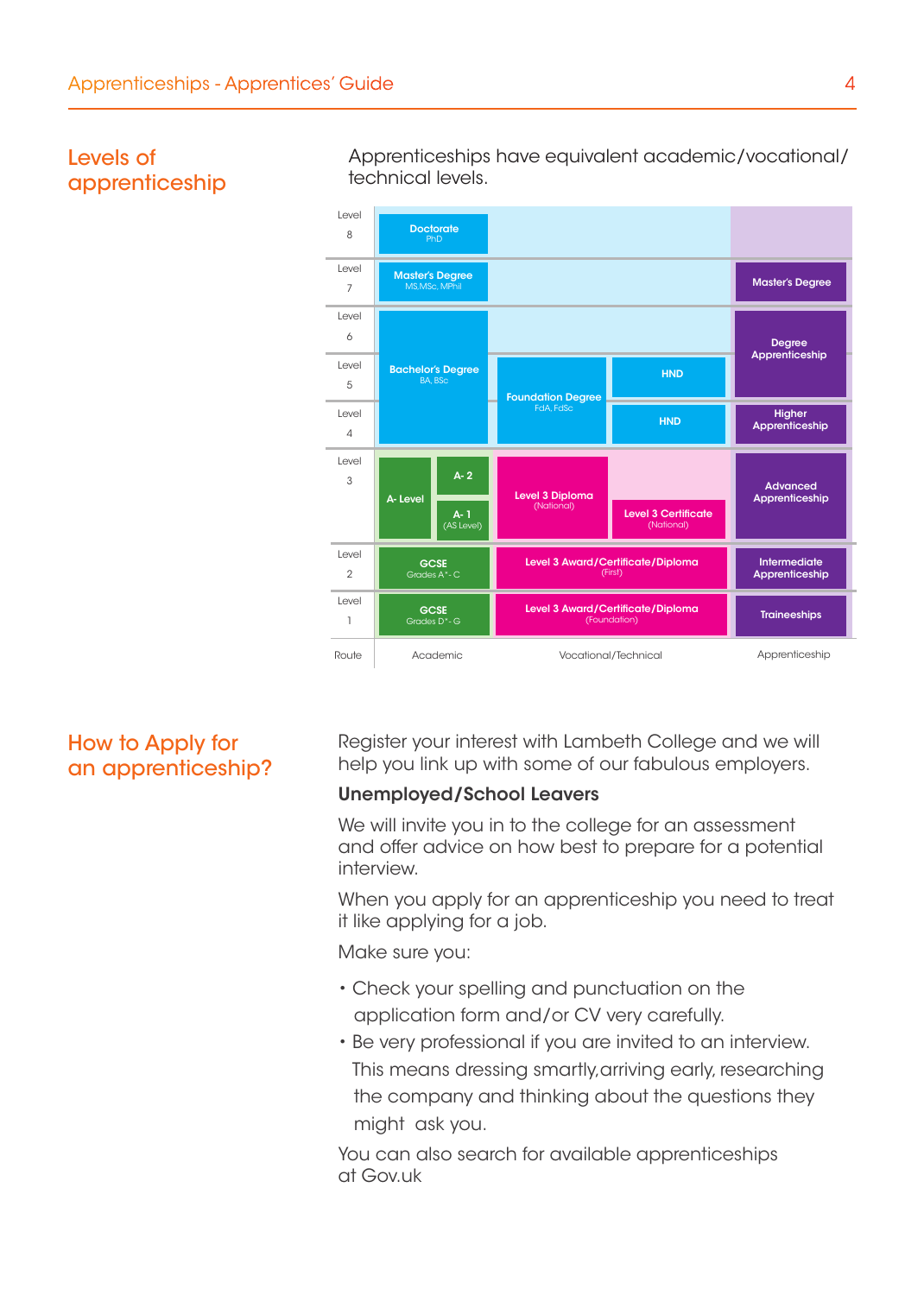## Levels of apprenticeship

Apprenticeships have equivalent academic/vocational/technical levels.

| Level | Academic | Vocational/Technical | | Apprenticeship |
|---|---|---|---|---|
| Level 8 | Doctorate (PhD) | | | |
| Level 7 | Master's Degree (MS,MSc, MPhil) | | | Master's Degree |
| Level 6 | Bachelor's Degree (BA, BSc) | | | Degree Apprenticeship |
| Level 5 | Bachelor's Degree (BA, BSc) | Foundation Degree (FdA, FdSc) | HND | Degree Apprenticeship |
| Level 4 | Bachelor's Degree (BA, BSc) | Foundation Degree (FdA, FdSc) | HND | Higher Apprenticeship |
| Level 3 | A- Level: A- 2; A- 1 (AS Level) | Level 3 Diploma (National) | Level 3 Certificate (National) | Advanced Apprenticeship |
| Level 2 | GCSE Grades A*- C | Level 3 Award/Certificate/Diploma (First) | | Intermediate Apprenticeship |
| Level 1 | GCSE Grades D*- G | Level 3 Award/Certificate/Diploma (Foundation) | | Traineeships |
| Route | Academic | Vocational/Technical | | Apprenticeship |

## How to Apply for an apprenticeship?

Register your interest with Lambeth College and we will help you link up with some of our fabulous employers.

**Unemployed/School Leavers**

We will invite you in to the college for an assessment and offer advice on how best to prepare for a potential interview.

When you apply for an apprenticeship you need to treat it like applying for a job.

Make sure you:

- Check your spelling and punctuation on the application form and/or CV very carefully.
- Be very professional if you are invited to an interview. This means dressing smartly,arriving early, researching the company and thinking about the questions they might ask you.

You can also search for available apprenticeships at Gov.uk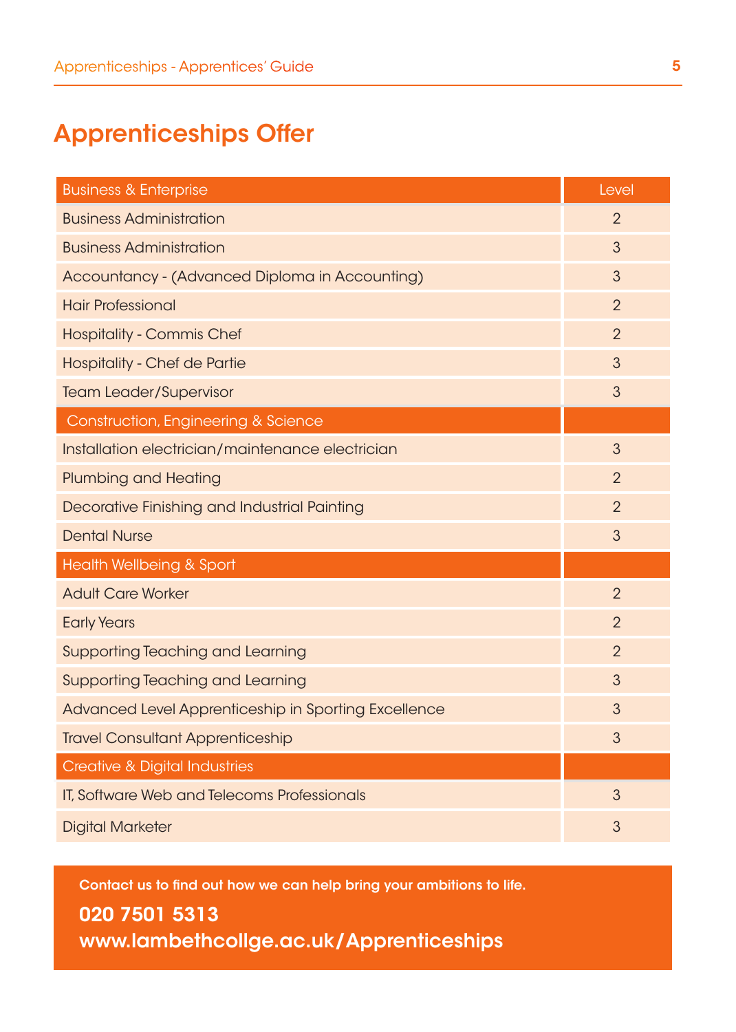# Apprenticeships Offer

| Business & Enterprise | Level |
|---|---|
| Business Administration | 2 |
| Business Administration | 3 |
| Accountancy - (Advanced Diploma in Accounting) | 3 |
| Hair Professional | 2 |
| Hospitality - Commis Chef | 2 |
| Hospitality - Chef de Partie | 3 |
| Team Leader/Supervisor | 3 |
| **Construction, Engineering & Science** | |
| Installation electrician/maintenance electrician | 3 |
| Plumbing and Heating | 2 |
| Decorative Finishing and Industrial Painting | 2 |
| Dental Nurse | 3 |
| **Health Wellbeing & Sport** | |
| Adult Care Worker | 2 |
| Early Years | 2 |
| Supporting Teaching and Learning | 2 |
| Supporting Teaching and Learning | 3 |
| Advanced Level Apprenticeship in Sporting Excellence | 3 |
| Travel Consultant Apprenticeship | 3 |
| **Creative & Digital Industries** | |
| IT, Software Web and Telecoms Professionals | 3 |
| Digital Marketer | 3 |

**Contact us to find out how we can help bring your ambitions to life.**

**020 7501 5313**

**www.lambethcollge.ac.uk/Apprenticeships**